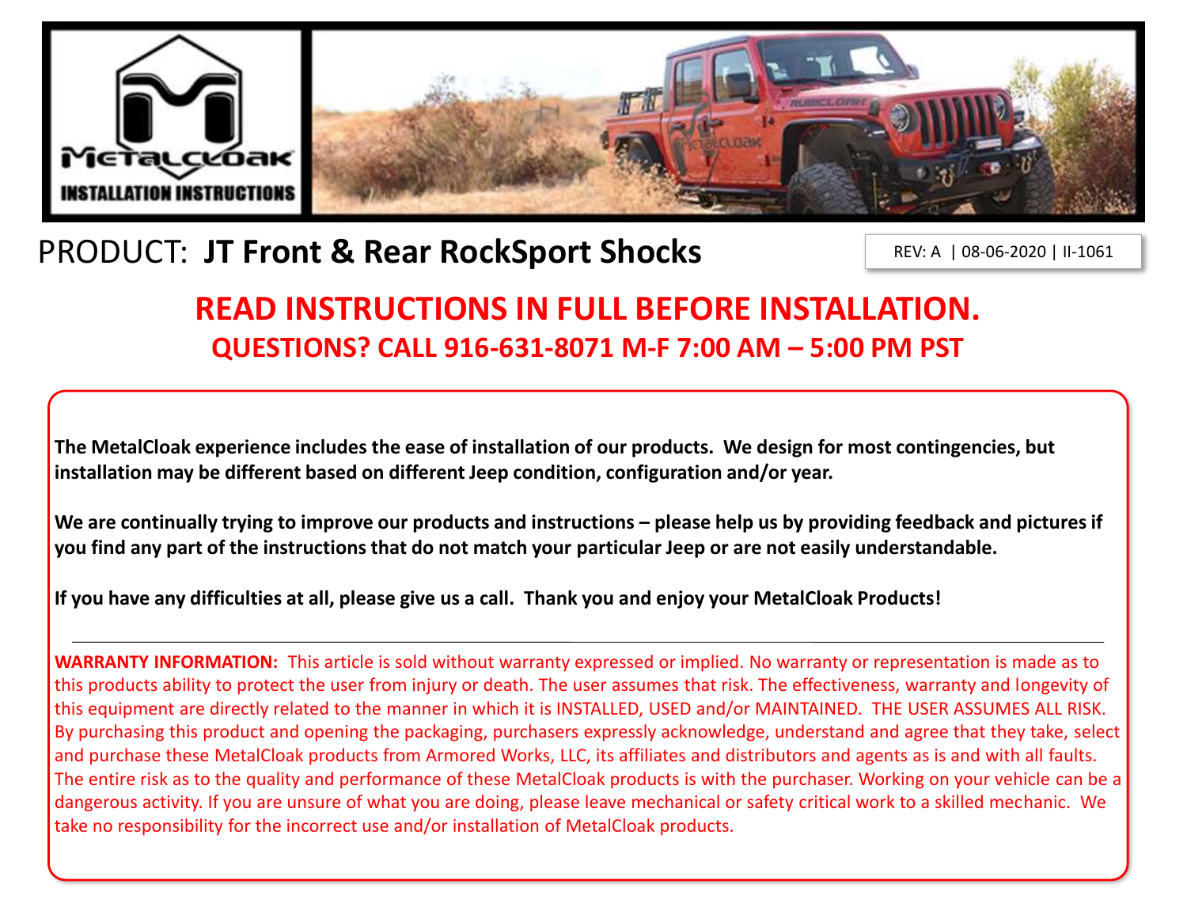MetalCloak

INSTALLATION INSTRUCTIONS

# PRODUCT: **JT Front & Rear RockSport Shocks**

REV: A | 08-06-2020 | II-1061

## READ INSTRUCTIONS IN FULL BEFORE INSTALLATION.

### QUESTIONS? CALL 916-631-8071 M-F 7:00 AM – 5:00 PM PST

**The MetalCloak experience includes the ease of installation of our products. We design for most contingencies, but installation may be different based on different Jeep condition, configuration and/or year.**

**We are continually trying to improve our products and instructions – please help us by providing feedback and pictures if you find any part of the instructions that do not match your particular Jeep or are not easily understandable.**

**If you have any difficulties at all, please give us a call. Thank you and enjoy your MetalCloak Products!**

---

**WARRANTY INFORMATION:** This article is sold without warranty expressed or implied. No warranty or representation is made as to this products ability to protect the user from injury or death. The user assumes that risk. The effectiveness, warranty and longevity of this equipment are directly related to the manner in which it is INSTALLED, USED and/or MAINTAINED. THE USER ASSUMES ALL RISK. By purchasing this product and opening the packaging, purchasers expressly acknowledge, understand and agree that they take, select and purchase these MetalCloak products from Armored Works, LLC, its affiliates and distributors and agents as is and with all faults. The entire risk as to the quality and performance of these MetalCloak products is with the purchaser. Working on your vehicle can be a dangerous activity. If you are unsure of what you are doing, please leave mechanical or safety critical work to a skilled mechanic. We take no responsibility for the incorrect use and/or installation of MetalCloak products.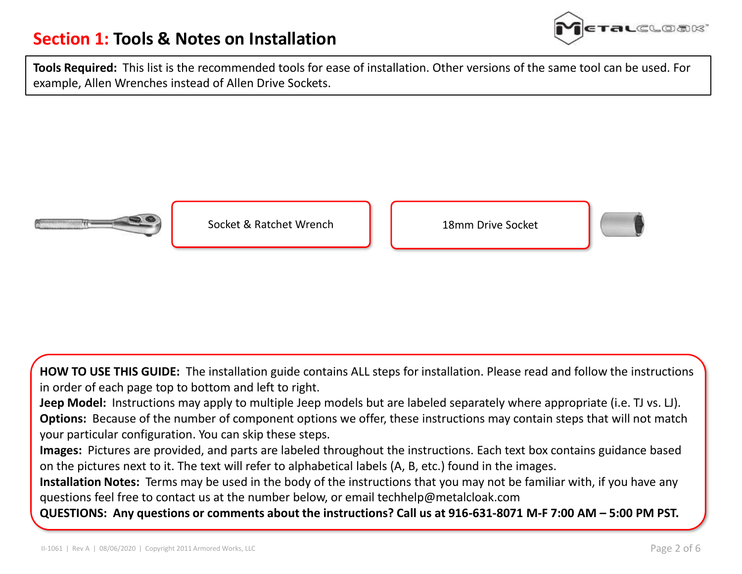# **Section 1:** Tools & Notes on Installation

**Tools Required:** This list is the recommended tools for ease of installation. Other versions of the same tool can be used. For example, Allen Wrenches instead of Allen Drive Sockets.

Socket & Ratchet Wrench

18mm Drive Socket

**HOW TO USE THIS GUIDE:** The installation guide contains ALL steps for installation. Please read and follow the instructions in order of each page top to bottom and left to right.
**Jeep Model:** Instructions may apply to multiple Jeep models but are labeled separately where appropriate (i.e. TJ vs. LJ).
**Options:** Because of the number of component options we offer, these instructions may contain steps that will not match your particular configuration. You can skip these steps.
**Images:** Pictures are provided, and parts are labeled throughout the instructions. Each text box contains guidance based on the pictures next to it. The text will refer to alphabetical labels (A, B, etc.) found in the images.
**Installation Notes:** Terms may be used in the body of the instructions that you may not be familiar with, if you have any questions feel free to contact us at the number below, or email techhelp@metalcloak.com
**QUESTIONS: Any questions or comments about the instructions? Call us at 916-631-8071 M-F 7:00 AM – 5:00 PM PST.**

II-1061 | Rev A | 08/06/2020 | Copyright 2011 Armored Works, LLC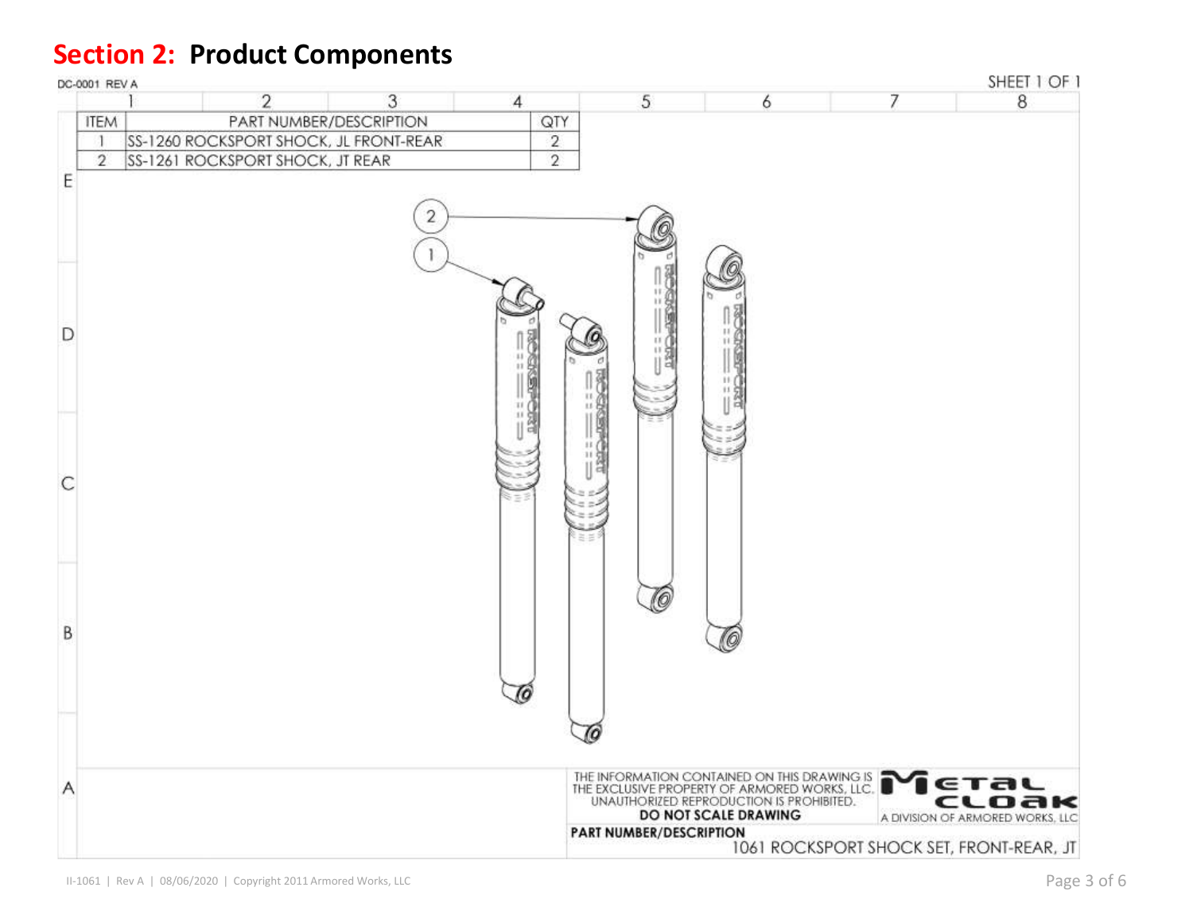## Section 2: Product Components

DC-0001 REV A

SHEET 1 OF 1

| ITEM | PART NUMBER/DESCRIPTION | QTY |
|---|---|---|
| 1 | SS-1260 ROCKSPORT SHOCK, JL FRONT-REAR | 2 |
| 2 | SS-1261 ROCKSPORT SHOCK, JT REAR | 2 |

THE INFORMATION CONTAINED ON THIS DRAWING IS THE EXCLUSIVE PROPERTY OF ARMORED WORKS, LLC. UNAUTHORIZED REPRODUCTION IS PROHIBITED.

**DO NOT SCALE DRAWING**

METAL CLOAK
A DIVISION OF ARMORED WORKS, LLC

**PART NUMBER/DESCRIPTION**
1061 ROCKSPORT SHOCK SET, FRONT-REAR, JT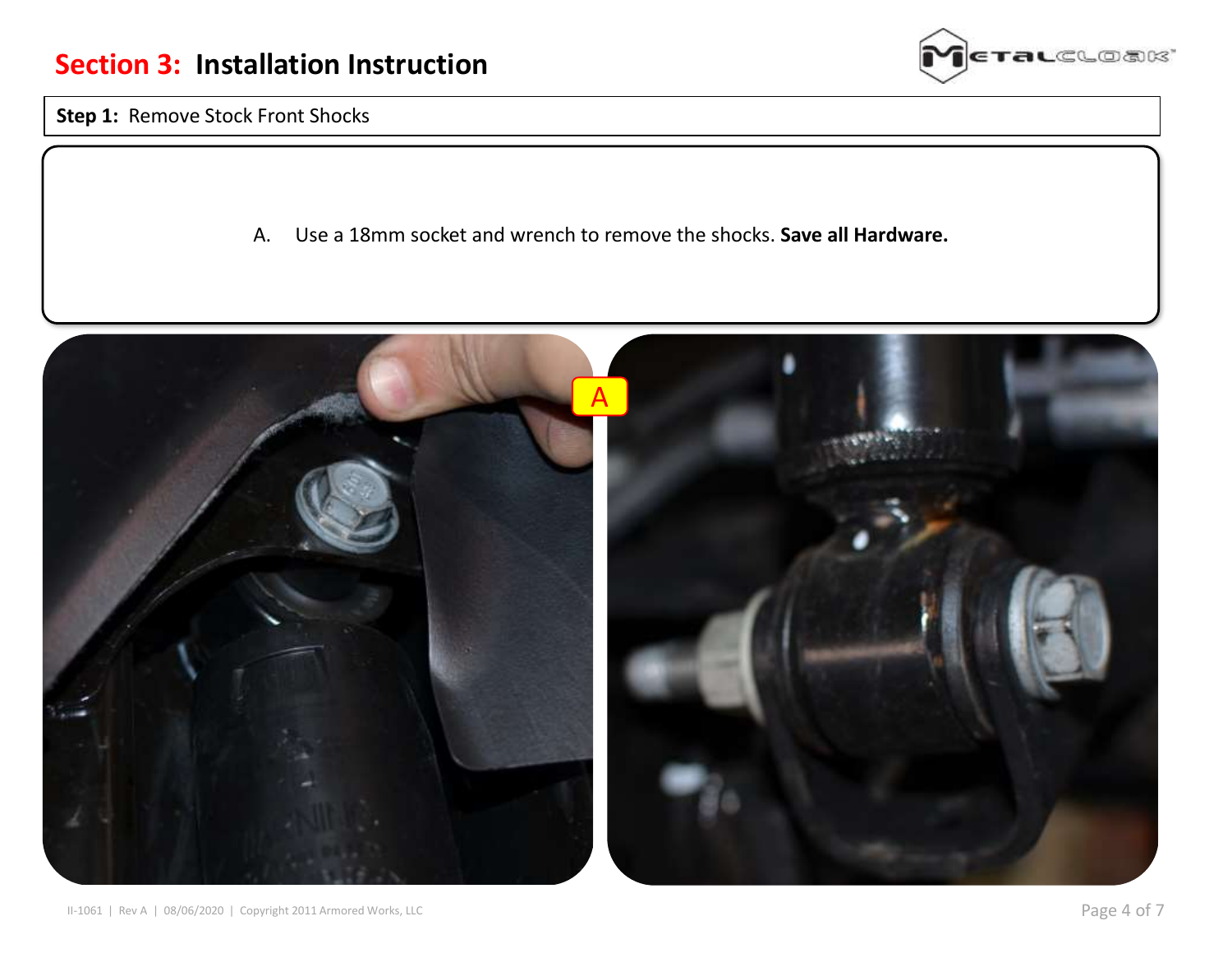# Section 3: Installation Instruction

**Step 1:** Remove Stock Front Shocks

A. Use a 18mm socket and wrench to remove the shocks. **Save all Hardware.**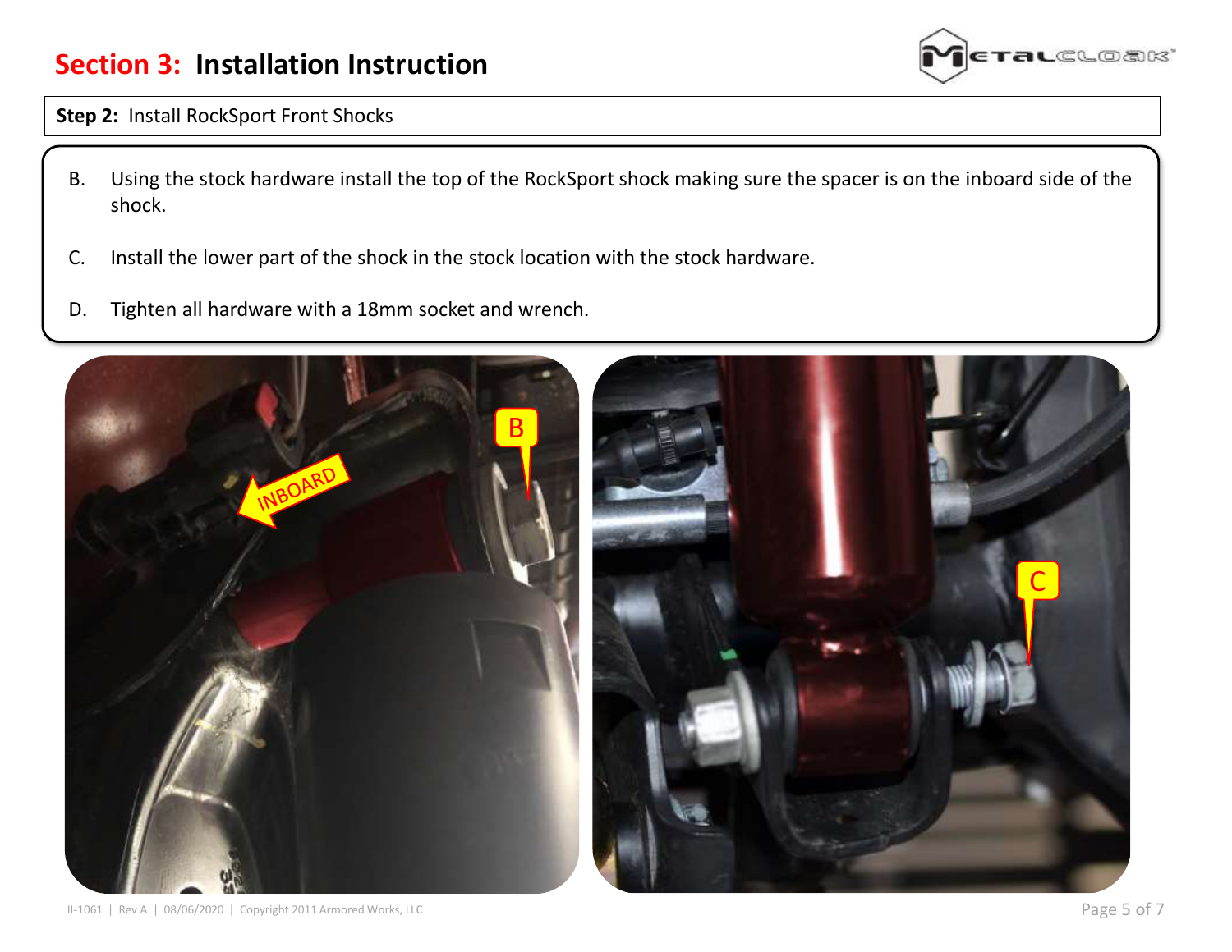# Section 3: Installation Instruction

**Step 2:** Install RockSport Front Shocks

B. Using the stock hardware install the top of the RockSport shock making sure the spacer is on the inboard side of the shock.

C. Install the lower part of the shock in the stock location with the stock hardware.

D. Tighten all hardware with a 18mm socket and wrench.

II-1061 | Rev A | 08/06/2020 | Copyright 2011 Armored Works, LLC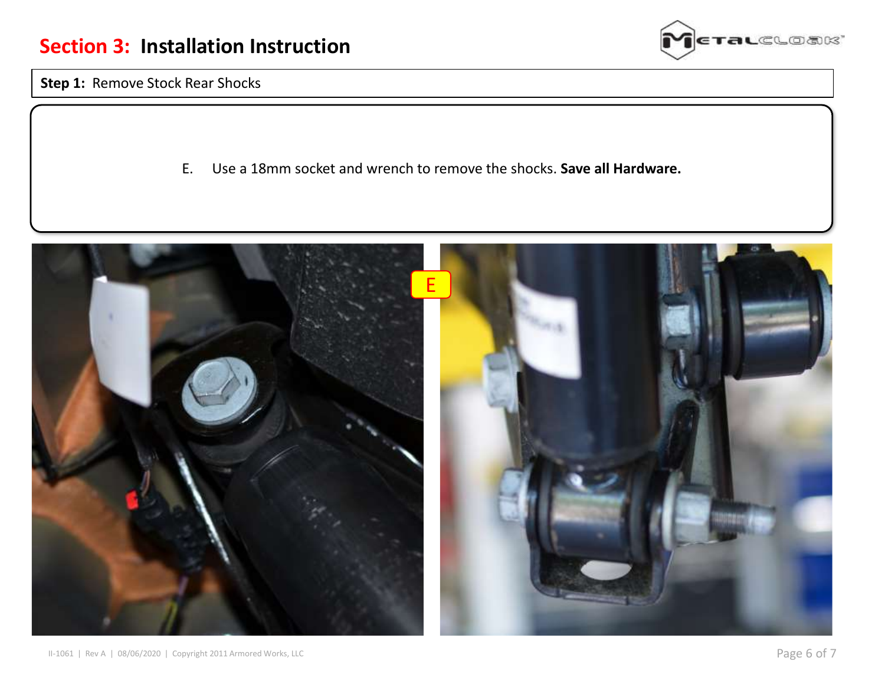## Section 3: Installation Instruction

**Step 1:** Remove Stock Rear Shocks

E. Use a 18mm socket and wrench to remove the shocks. **Save all Hardware.**

II-1061 | Rev A | 08/06/2020 | Copyright 2011 Armored Works, LLC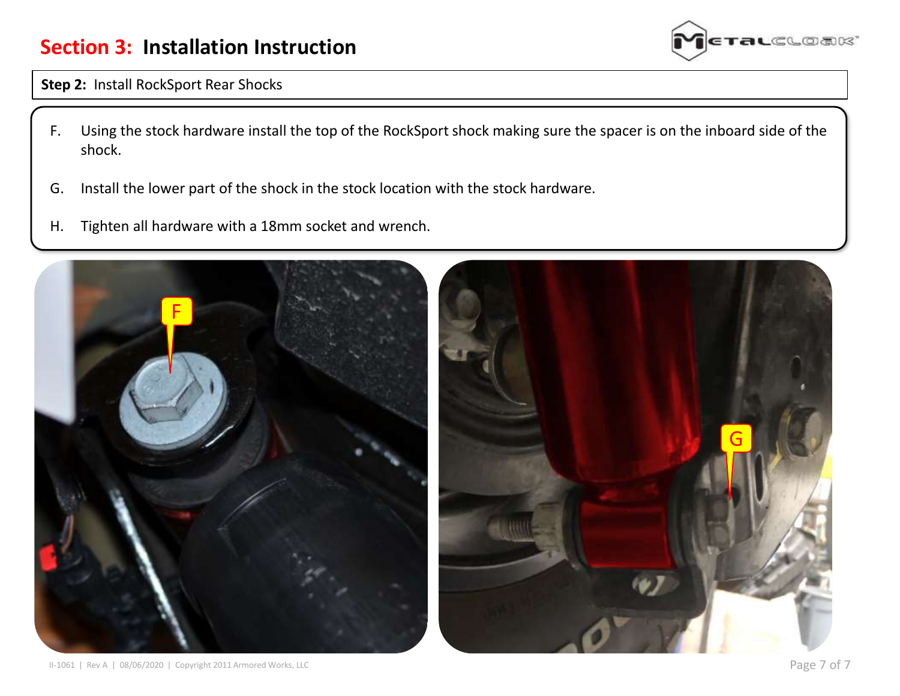## Section 3: Installation Instruction

**Step 2:** Install RockSport Rear Shocks

F. Using the stock hardware install the top of the RockSport shock making sure the spacer is on the inboard side of the shock.

G. Install the lower part of the shock in the stock location with the stock hardware.

H. Tighten all hardware with a 18mm socket and wrench.